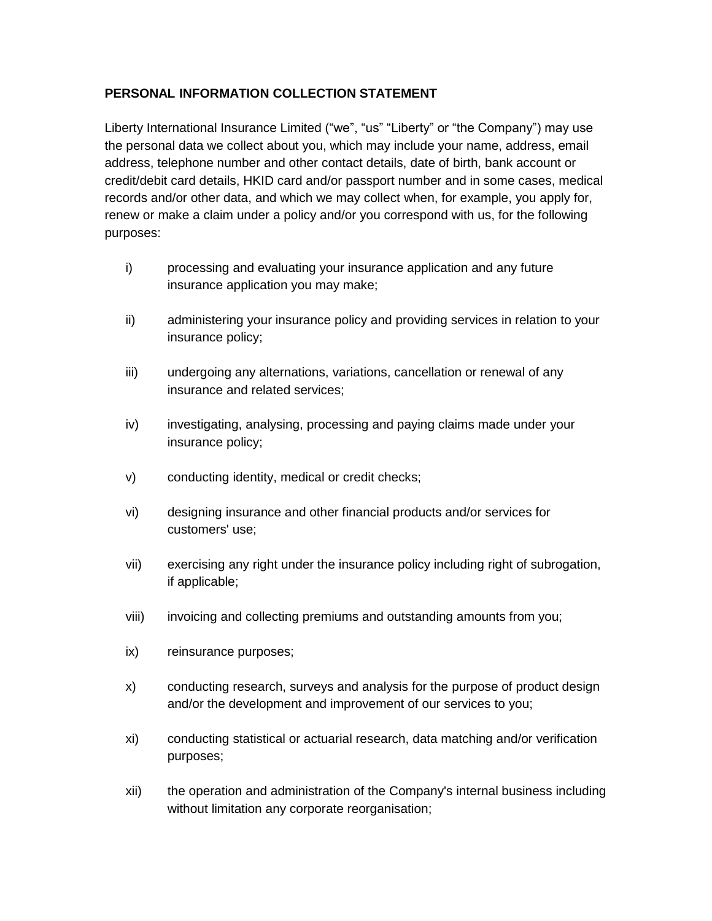**PERSONAL INFORMATION COLLECTION STATEMENT**

Liberty International Insurance Limited ("we", "us" "Liberty" or "the Company") may use the personal data we collect about you, which may include your name, address, email address, telephone number and other contact details, date of birth, bank account or credit/debit card details, HKID card and/or passport number and in some cases, medical records and/or other data, and which we may collect when, for example, you apply for, renew or make a claim under a policy and/or you correspond with us, for the following purposes:

i) processing and evaluating your insurance application and any future insurance application you may make;

ii) administering your insurance policy and providing services in relation to your insurance policy;

iii) undergoing any alternations, variations, cancellation or renewal of any insurance and related services;

iv) investigating, analysing, processing and paying claims made under your insurance policy;

v) conducting identity, medical or credit checks;

vi) designing insurance and other financial products and/or services for customers' use;

vii) exercising any right under the insurance policy including right of subrogation, if applicable;

viii) invoicing and collecting premiums and outstanding amounts from you;

ix) reinsurance purposes;

x) conducting research, surveys and analysis for the purpose of product design and/or the development and improvement of our services to you;

xi) conducting statistical or actuarial research, data matching and/or verification purposes;

xii) the operation and administration of the Company's internal business including without limitation any corporate reorganisation;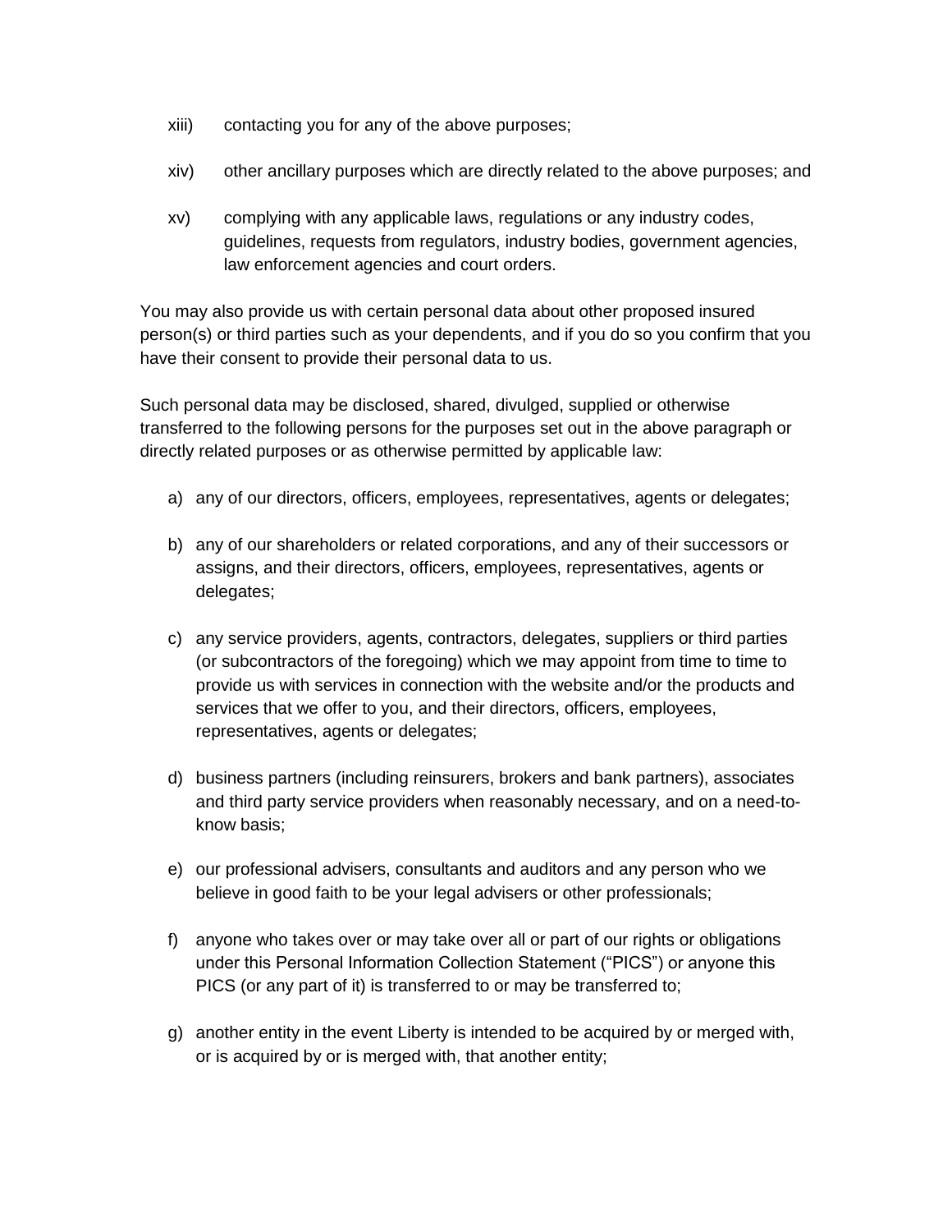xiii) contacting you for any of the above purposes;

xiv) other ancillary purposes which are directly related to the above purposes; and

xv) complying with any applicable laws, regulations or any industry codes, guidelines, requests from regulators, industry bodies, government agencies, law enforcement agencies and court orders.

You may also provide us with certain personal data about other proposed insured person(s) or third parties such as your dependents, and if you do so you confirm that you have their consent to provide their personal data to us.

Such personal data may be disclosed, shared, divulged, supplied or otherwise transferred to the following persons for the purposes set out in the above paragraph or directly related purposes or as otherwise permitted by applicable law:

a) any of our directors, officers, employees, representatives, agents or delegates;

b) any of our shareholders or related corporations, and any of their successors or assigns, and their directors, officers, employees, representatives, agents or delegates;

c) any service providers, agents, contractors, delegates, suppliers or third parties (or subcontractors of the foregoing) which we may appoint from time to time to provide us with services in connection with the website and/or the products and services that we offer to you, and their directors, officers, employees, representatives, agents or delegates;

d) business partners (including reinsurers, brokers and bank partners), associates and third party service providers when reasonably necessary, and on a need-to-know basis;

e) our professional advisers, consultants and auditors and any person who we believe in good faith to be your legal advisers or other professionals;

f) anyone who takes over or may take over all or part of our rights or obligations under this Personal Information Collection Statement ("PICS") or anyone this PICS (or any part of it) is transferred to or may be transferred to;

g) another entity in the event Liberty is intended to be acquired by or merged with, or is acquired by or is merged with, that another entity;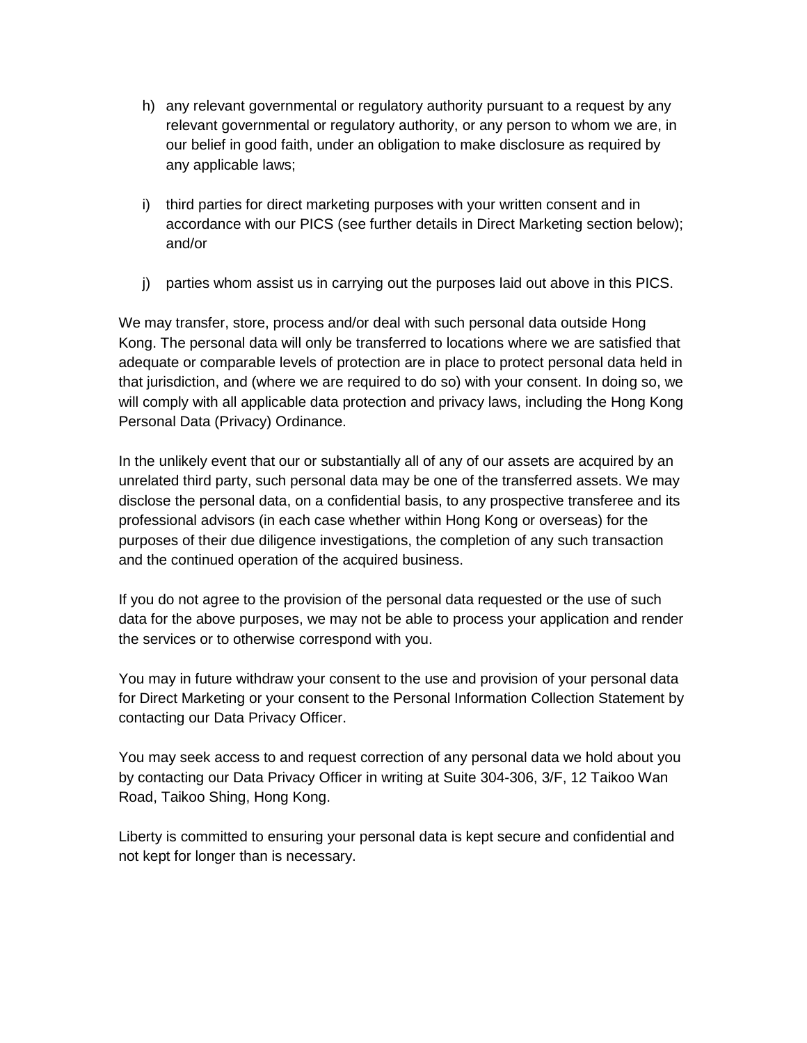h) any relevant governmental or regulatory authority pursuant to a request by any relevant governmental or regulatory authority, or any person to whom we are, in our belief in good faith, under an obligation to make disclosure as required by any applicable laws;

i) third parties for direct marketing purposes with your written consent and in accordance with our PICS (see further details in Direct Marketing section below); and/or

j) parties whom assist us in carrying out the purposes laid out above in this PICS.

We may transfer, store, process and/or deal with such personal data outside Hong Kong. The personal data will only be transferred to locations where we are satisfied that adequate or comparable levels of protection are in place to protect personal data held in that jurisdiction, and (where we are required to do so) with your consent. In doing so, we will comply with all applicable data protection and privacy laws, including the Hong Kong Personal Data (Privacy) Ordinance.

In the unlikely event that our or substantially all of any of our assets are acquired by an unrelated third party, such personal data may be one of the transferred assets. We may disclose the personal data, on a confidential basis, to any prospective transferee and its professional advisors (in each case whether within Hong Kong or overseas) for the purposes of their due diligence investigations, the completion of any such transaction and the continued operation of the acquired business.

If you do not agree to the provision of the personal data requested or the use of such data for the above purposes, we may not be able to process your application and render the services or to otherwise correspond with you.

You may in future withdraw your consent to the use and provision of your personal data for Direct Marketing or your consent to the Personal Information Collection Statement by contacting our Data Privacy Officer.

You may seek access to and request correction of any personal data we hold about you by contacting our Data Privacy Officer in writing at Suite 304-306, 3/F, 12 Taikoo Wan Road, Taikoo Shing, Hong Kong.

Liberty is committed to ensuring your personal data is kept secure and confidential and not kept for longer than is necessary.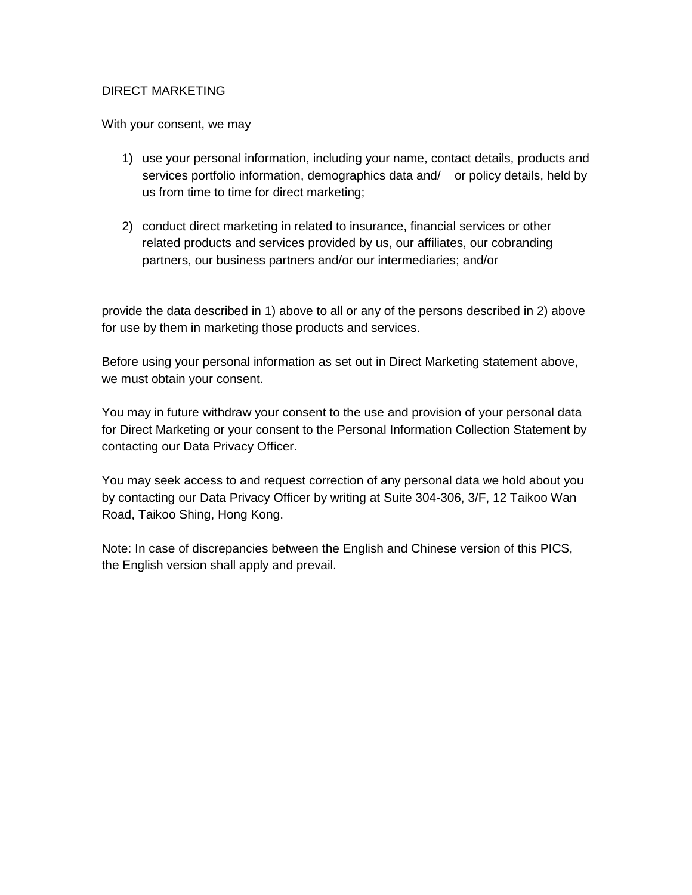DIRECT MARKETING

With your consent, we may

1) use your personal information, including your name, contact details, products and services portfolio information, demographics data and/ or policy details, held by us from time to time for direct marketing;

2) conduct direct marketing in related to insurance, financial services or other related products and services provided by us, our affiliates, our cobranding partners, our business partners and/or our intermediaries; and/or

provide the data described in 1) above to all or any of the persons described in 2) above for use by them in marketing those products and services.

Before using your personal information as set out in Direct Marketing statement above, we must obtain your consent.

You may in future withdraw your consent to the use and provision of your personal data for Direct Marketing or your consent to the Personal Information Collection Statement by contacting our Data Privacy Officer.

You may seek access to and request correction of any personal data we hold about you by contacting our Data Privacy Officer by writing at Suite 304-306, 3/F, 12 Taikoo Wan Road, Taikoo Shing, Hong Kong.

Note: In case of discrepancies between the English and Chinese version of this PICS, the English version shall apply and prevail.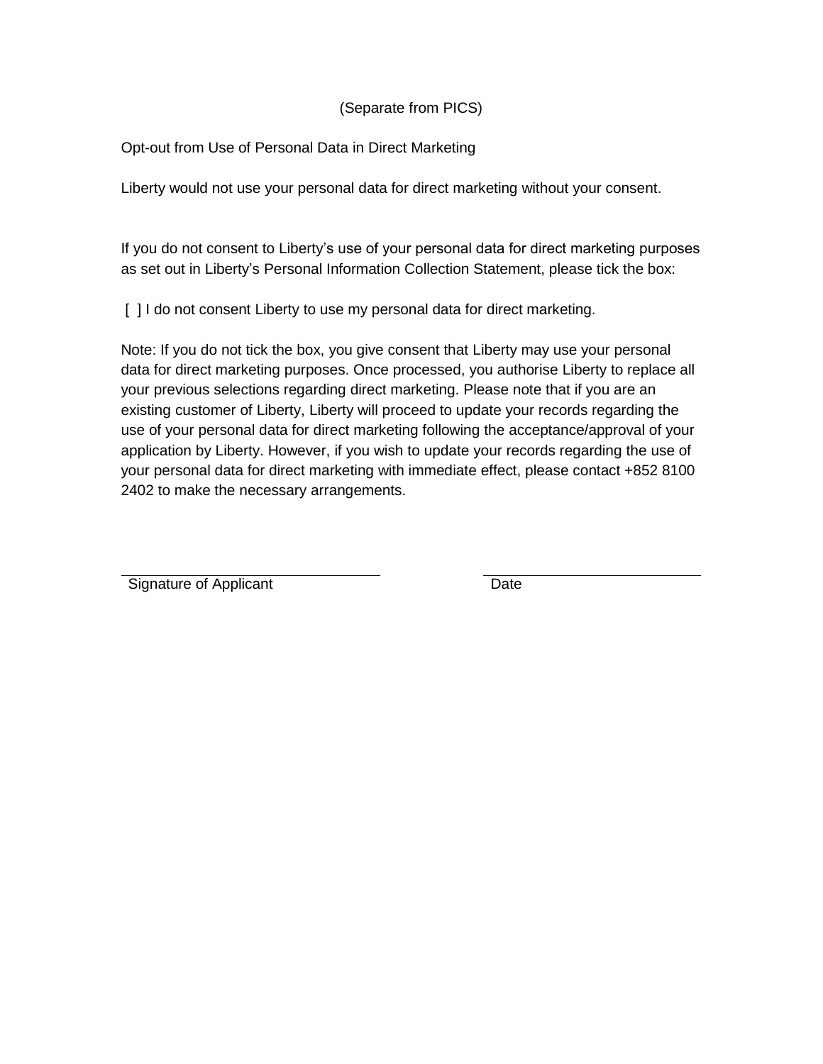(Separate from PICS)

Opt-out from Use of Personal Data in Direct Marketing

Liberty would not use your personal data for direct marketing without your consent.

If you do not consent to Liberty's use of your personal data for direct marketing purposes as set out in Liberty's Personal Information Collection Statement, please tick the box:

[ ] I do not consent Liberty to use my personal data for direct marketing.

Note: If you do not tick the box, you give consent that Liberty may use your personal data for direct marketing purposes. Once processed, you authorise Liberty to replace all your previous selections regarding direct marketing. Please note that if you are an existing customer of Liberty, Liberty will proceed to update your records regarding the use of your personal data for direct marketing following the acceptance/approval of your application by Liberty. However, if you wish to update your records regarding the use of your personal data for direct marketing with immediate effect, please contact +852 8100 2402 to make the necessary arrangements.

Signature of Applicant

Date